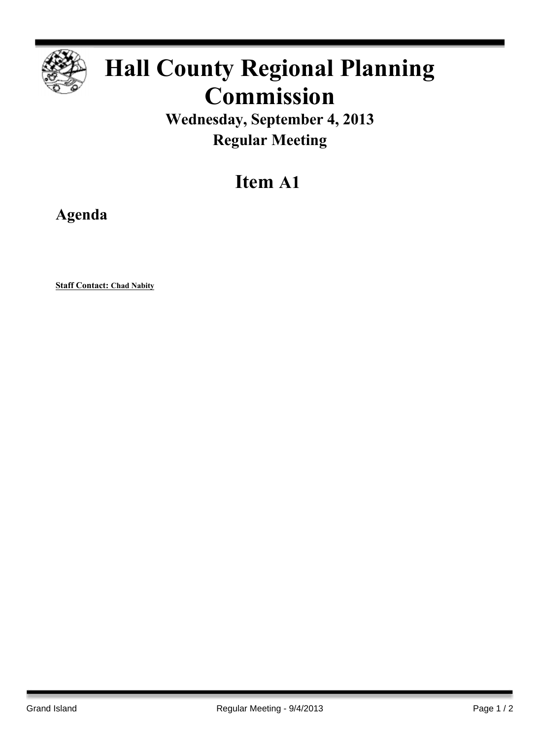# Hall County Regional Planning Commission

## Wednesday, September 4, 2013

## Regular Meeting

## Item A1

### Agenda

**Staff Contact: Chad Nabity**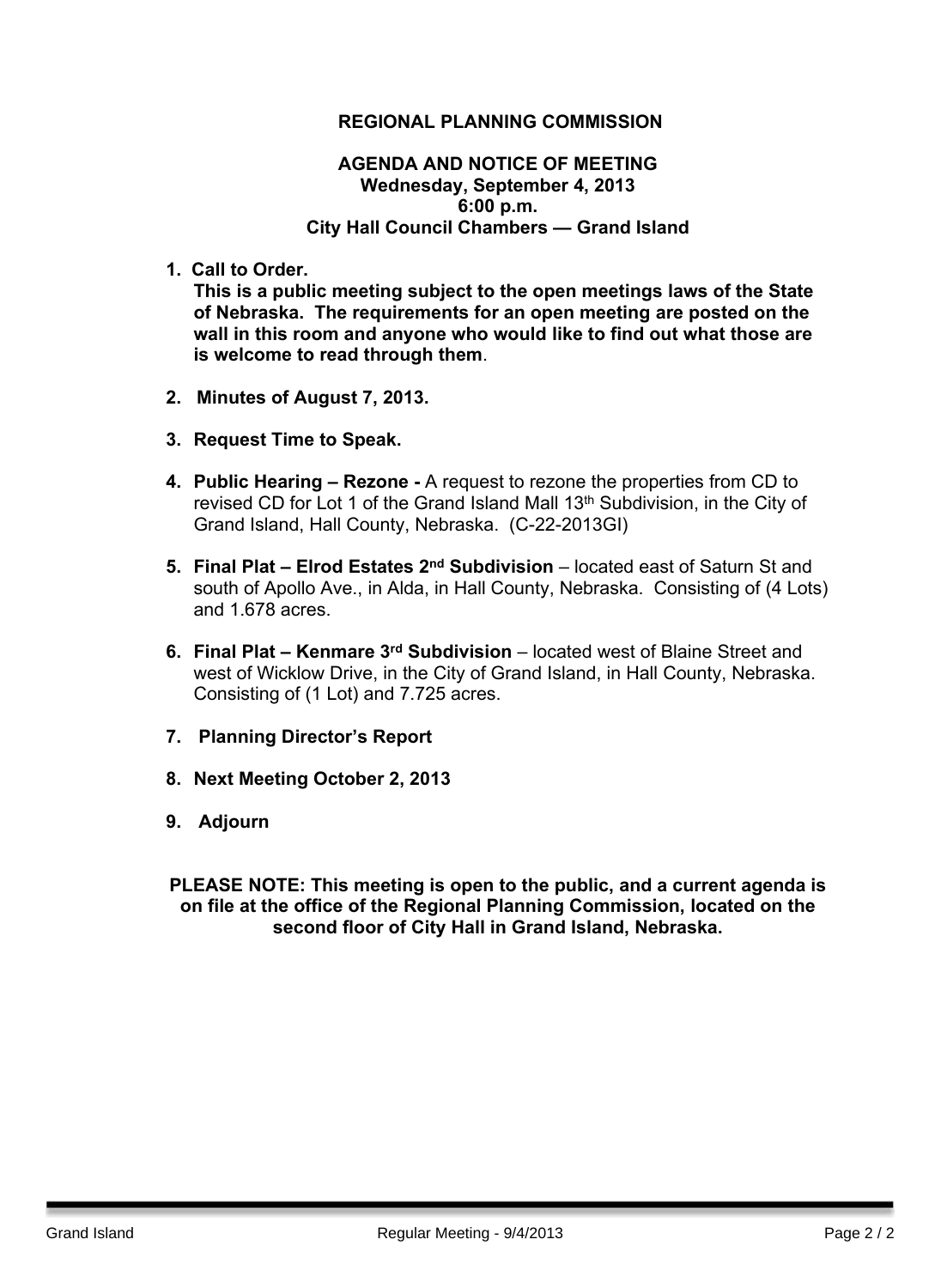**REGIONAL PLANNING COMMISSION**

**AGENDA AND NOTICE OF MEETING**
**Wednesday, September 4, 2013**
**6:00 p.m.**
**City Hall Council Chambers — Grand Island**

1. **Call to Order.**
   **This is a public meeting subject to the open meetings laws of the State of Nebraska. The requirements for an open meeting are posted on the wall in this room and anyone who would like to find out what those are is welcome to read through them**.

2. **Minutes of August 7, 2013.**

3. **Request Time to Speak.**

4. **Public Hearing – Rezone -** A request to rezone the properties from CD to revised CD for Lot 1 of the Grand Island Mall 13th Subdivision, in the City of Grand Island, Hall County, Nebraska. (C-22-2013GI)

5. **Final Plat – Elrod Estates 2nd Subdivision** – located east of Saturn St and south of Apollo Ave., in Alda, in Hall County, Nebraska. Consisting of (4 Lots) and 1.678 acres.

6. **Final Plat – Kenmare 3rd Subdivision** – located west of Blaine Street and west of Wicklow Drive, in the City of Grand Island, in Hall County, Nebraska. Consisting of (1 Lot) and 7.725 acres.

7. **Planning Director's Report**

8. **Next Meeting October 2, 2013**

9. **Adjourn**

**PLEASE NOTE: This meeting is open to the public, and a current agenda is on file at the office of the Regional Planning Commission, located on the second floor of City Hall in Grand Island, Nebraska.**